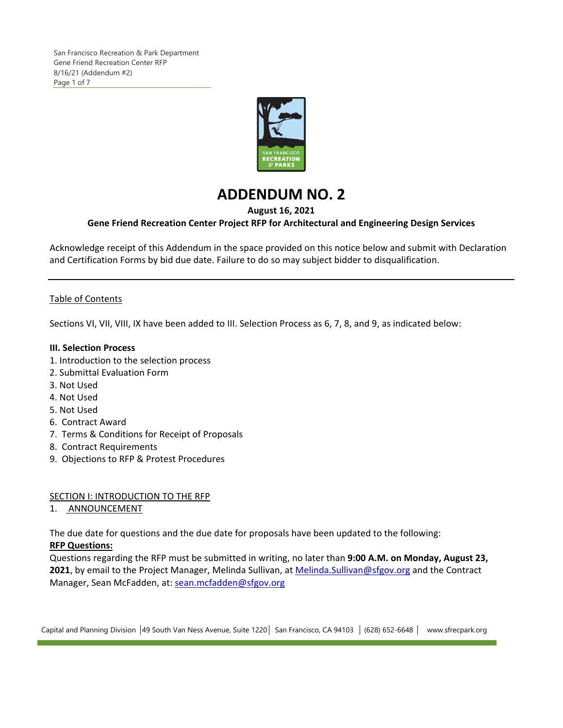# ADDENDUM NO. 2

**August 16, 2021**

**Gene Friend Recreation Center Project RFP for Architectural and Engineering Design Services**

Acknowledge receipt of this Addendum in the space provided on this notice below and submit with Declaration and Certification Forms by bid due date. Failure to do so may subject bidder to disqualification.

---

Table of Contents

Sections VI, VII, VIII, IX have been added to III. Selection Process as 6, 7, 8, and 9, as indicated below:

**III. Selection Process**

1. Introduction to the selection process
2. Submittal Evaluation Form
3. Not Used
4. Not Used
5. Not Used
6. Contract Award
7. Terms & Conditions for Receipt of Proposals
8. Contract Requirements
9. Objections to RFP & Protest Procedures

SECTION I: INTRODUCTION TO THE RFP

1. ANNOUNCEMENT

The due date for questions and the due date for proposals have been updated to the following:

**RFP Questions:**

Questions regarding the RFP must be submitted in writing, no later than **9:00 A.M. on Monday, August 23, 2021**, by email to the Project Manager, Melinda Sullivan, at Melinda.Sullivan@sfgov.org and the Contract Manager, Sean McFadden, at: sean.mcfadden@sfgov.org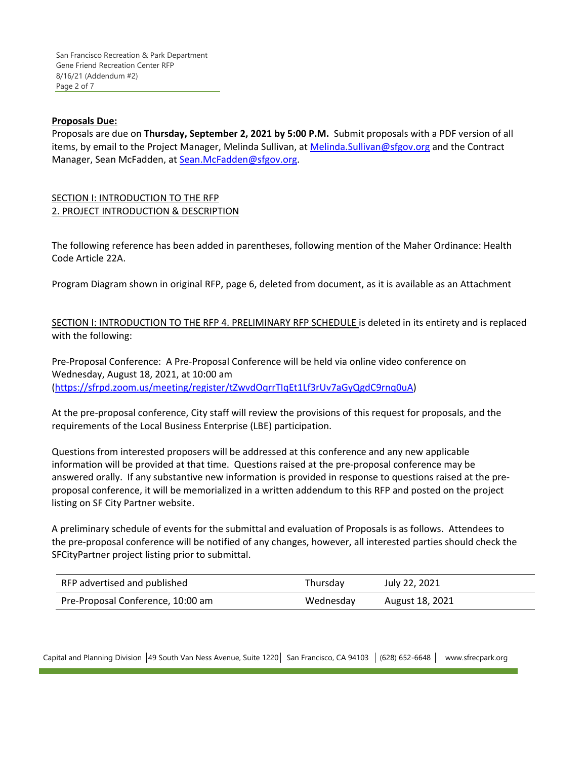**Proposals Due:**

Proposals are due on **Thursday, September 2, 2021 by 5:00 P.M.** Submit proposals with a PDF version of all items, by email to the Project Manager, Melinda Sullivan, at Melinda.Sullivan@sfgov.org and the Contract Manager, Sean McFadden, at Sean.McFadden@sfgov.org.

SECTION I: INTRODUCTION TO THE RFP
2. PROJECT INTRODUCTION & DESCRIPTION

The following reference has been added in parentheses, following mention of the Maher Ordinance: Health Code Article 22A.

Program Diagram shown in original RFP, page 6, deleted from document, as it is available as an Attachment

SECTION I: INTRODUCTION TO THE RFP 4. PRELIMINARY RFP SCHEDULE is deleted in its entirety and is replaced with the following:

Pre-Proposal Conference: A Pre-Proposal Conference will be held via online video conference on Wednesday, August 18, 2021, at 10:00 am (https://sfrpd.zoom.us/meeting/register/tZwvdOqrrTIqEt1Lf3rUv7aGyQgdC9rnq0uA)

At the pre-proposal conference, City staff will review the provisions of this request for proposals, and the requirements of the Local Business Enterprise (LBE) participation.

Questions from interested proposers will be addressed at this conference and any new applicable information will be provided at that time. Questions raised at the pre-proposal conference may be answered orally. If any substantive new information is provided in response to questions raised at the pre-proposal conference, it will be memorialized in a written addendum to this RFP and posted on the project listing on SF City Partner website.

A preliminary schedule of events for the submittal and evaluation of Proposals is as follows. Attendees to the pre-proposal conference will be notified of any changes, however, all interested parties should check the SFCityPartner project listing prior to submittal.

| | | |
|---|---|---|
| RFP advertised and published | Thursday | July 22, 2021 |
| Pre-Proposal Conference, 10:00 am | Wednesday | August 18, 2021 |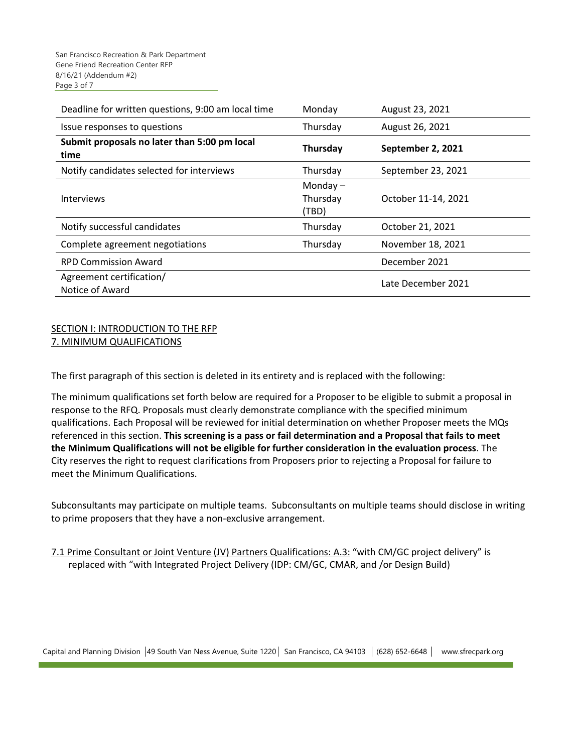| Deadline for written questions, 9:00 am local time | Monday | August 23, 2021 |
|---|---|---|
| Issue responses to questions | Thursday | August 26, 2021 |
| **Submit proposals no later than 5:00 pm local time** | **Thursday** | **September 2, 2021** |
| Notify candidates selected for interviews | Thursday | September 23, 2021 |
| Interviews | Monday – Thursday (TBD) | October 11-14, 2021 |
| Notify successful candidates | Thursday | October 21, 2021 |
| Complete agreement negotiations | Thursday | November 18, 2021 |
| RPD Commission Award | | December 2021 |
| Agreement certification/ Notice of Award | | Late December 2021 |

SECTION I: INTRODUCTION TO THE RFP
7. MINIMUM QUALIFICATIONS

The first paragraph of this section is deleted in its entirety and is replaced with the following:

The minimum qualifications set forth below are required for a Proposer to be eligible to submit a proposal in response to the RFQ. Proposals must clearly demonstrate compliance with the specified minimum qualifications. Each Proposal will be reviewed for initial determination on whether Proposer meets the MQs referenced in this section. **This screening is a pass or fail determination and a Proposal that fails to meet the Minimum Qualifications will not be eligible for further consideration in the evaluation process**. The City reserves the right to request clarifications from Proposers prior to rejecting a Proposal for failure to meet the Minimum Qualifications.

Subconsultants may participate on multiple teams. Subconsultants on multiple teams should disclose in writing to prime proposers that they have a non-exclusive arrangement.

7.1 Prime Consultant or Joint Venture (JV) Partners Qualifications: A.3: "with CM/GC project delivery" is replaced with "with Integrated Project Delivery (IDP: CM/GC, CMAR, and /or Design Build)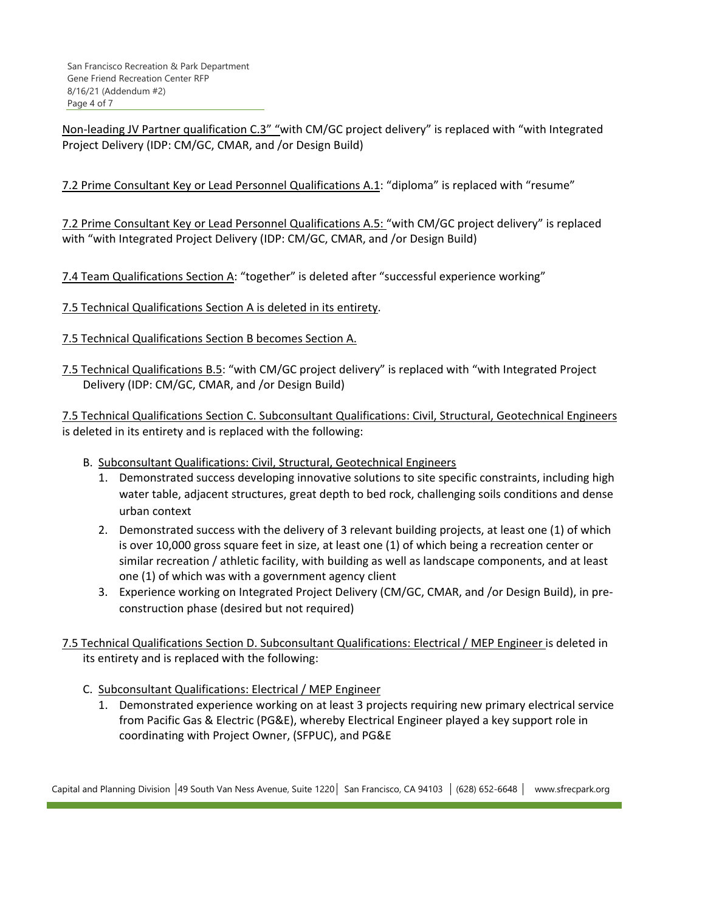Non-leading JV Partner qualification C.3" "with CM/GC project delivery" is replaced with "with Integrated Project Delivery (IDP: CM/GC, CMAR, and /or Design Build)

7.2 Prime Consultant Key or Lead Personnel Qualifications A.1: "diploma" is replaced with "resume"

7.2 Prime Consultant Key or Lead Personnel Qualifications A.5: "with CM/GC project delivery" is replaced with "with Integrated Project Delivery (IDP: CM/GC, CMAR, and /or Design Build)

7.4 Team Qualifications Section A: "together" is deleted after "successful experience working"

7.5 Technical Qualifications Section A is deleted in its entirety.

7.5 Technical Qualifications Section B becomes Section A.

7.5 Technical Qualifications B.5: "with CM/GC project delivery" is replaced with "with Integrated Project Delivery (IDP: CM/GC, CMAR, and /or Design Build)

7.5 Technical Qualifications Section C. Subconsultant Qualifications: Civil, Structural, Geotechnical Engineers is deleted in its entirety and is replaced with the following:

B. Subconsultant Qualifications: Civil, Structural, Geotechnical Engineers
   1. Demonstrated success developing innovative solutions to site specific constraints, including high water table, adjacent structures, great depth to bed rock, challenging soils conditions and dense urban context
   2. Demonstrated success with the delivery of 3 relevant building projects, at least one (1) of which is over 10,000 gross square feet in size, at least one (1) of which being a recreation center or similar recreation / athletic facility, with building as well as landscape components, and at least one (1) of which was with a government agency client
   3. Experience working on Integrated Project Delivery (CM/GC, CMAR, and /or Design Build), in pre-construction phase (desired but not required)

7.5 Technical Qualifications Section D. Subconsultant Qualifications: Electrical / MEP Engineer is deleted in its entirety and is replaced with the following:

C. Subconsultant Qualifications: Electrical / MEP Engineer
   1. Demonstrated experience working on at least 3 projects requiring new primary electrical service from Pacific Gas & Electric (PG&E), whereby Electrical Engineer played a key support role in coordinating with Project Owner, (SFPUC), and PG&E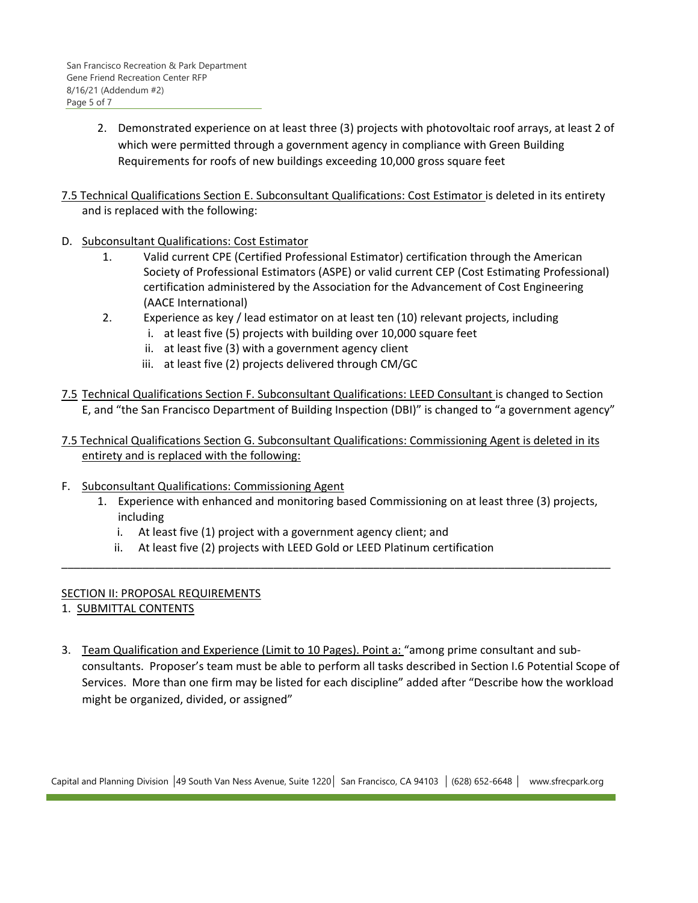2. Demonstrated experience on at least three (3) projects with photovoltaic roof arrays, at least 2 of which were permitted through a government agency in compliance with Green Building Requirements for roofs of new buildings exceeding 10,000 gross square feet

<u>7.5 Technical Qualifications Section E. Subconsultant Qualifications: Cost Estimator</u> is deleted in its entirety and is replaced with the following:

D. <u>Subconsultant Qualifications: Cost Estimator</u>
   1. Valid current CPE (Certified Professional Estimator) certification through the American Society of Professional Estimators (ASPE) or valid current CEP (Cost Estimating Professional) certification administered by the Association for the Advancement of Cost Engineering (AACE International)
   2. Experience as key / lead estimator on at least ten (10) relevant projects, including
      i. at least five (5) projects with building over 10,000 square feet
      ii. at least five (3) with a government agency client
      iii. at least five (2) projects delivered through CM/GC

<u>7.5 Technical Qualifications Section F. Subconsultant Qualifications: LEED Consultant</u> is changed to Section E, and "the San Francisco Department of Building Inspection (DBI)" is changed to "a government agency"

<u>7.5 Technical Qualifications Section G. Subconsultant Qualifications: Commissioning Agent is deleted in its entirety and is replaced with the following:</u>

F. <u>Subconsultant Qualifications: Commissioning Agent</u>
   1. Experience with enhanced and monitoring based Commissioning on at least three (3) projects, including
      i. At least five (1) project with a government agency client; and
      ii. At least five (2) projects with LEED Gold or LEED Platinum certification

---

<u>SECTION II: PROPOSAL REQUIREMENTS</u>

1. <u>SUBMITTAL CONTENTS</u>

3. <u>Team Qualification and Experience (Limit to 10 Pages). Point a:</u> "among prime consultant and sub-consultants. Proposer's team must be able to perform all tasks described in Section I.6 Potential Scope of Services. More than one firm may be listed for each discipline" added after "Describe how the workload might be organized, divided, or assigned"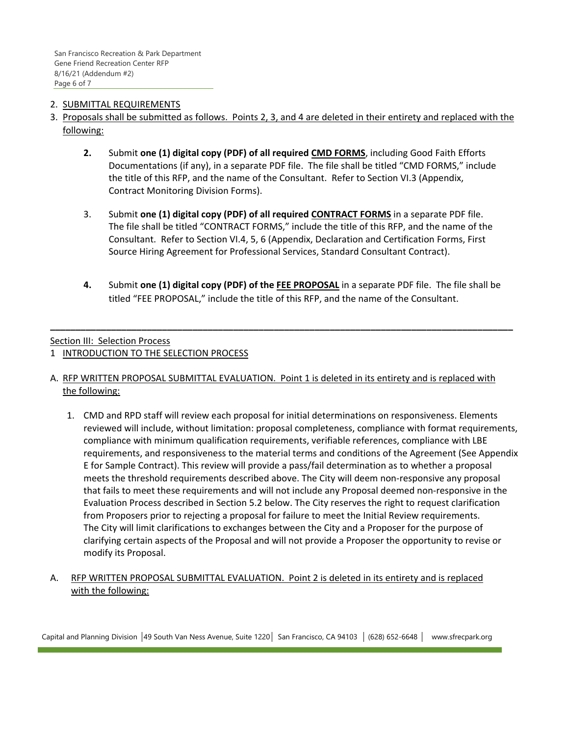2. SUBMITTAL REQUIREMENTS
3. Proposals shall be submitted as follows. Points 2, 3, and 4 are deleted in their entirety and replaced with the following:

   **2.** Submit **one (1) digital copy (PDF) of all required CMD FORMS**, including Good Faith Efforts Documentations (if any), in a separate PDF file. The file shall be titled "CMD FORMS," include the title of this RFP, and the name of the Consultant. Refer to Section VI.3 (Appendix, Contract Monitoring Division Forms).

   3. Submit **one (1) digital copy (PDF) of all required CONTRACT FORMS** in a separate PDF file. The file shall be titled "CONTRACT FORMS," include the title of this RFP, and the name of the Consultant. Refer to Section VI.4, 5, 6 (Appendix, Declaration and Certification Forms, First Source Hiring Agreement for Professional Services, Standard Consultant Contract).

   **4.** Submit **one (1) digital copy (PDF) of the FEE PROPOSAL** in a separate PDF file. The file shall be titled "FEE PROPOSAL," include the title of this RFP, and the name of the Consultant.

---

Section III: Selection Process

1 INTRODUCTION TO THE SELECTION PROCESS

A. RFP WRITTEN PROPOSAL SUBMITTAL EVALUATION. Point 1 is deleted in its entirety and is replaced with the following:

   1. CMD and RPD staff will review each proposal for initial determinations on responsiveness. Elements reviewed will include, without limitation: proposal completeness, compliance with format requirements, compliance with minimum qualification requirements, verifiable references, compliance with LBE requirements, and responsiveness to the material terms and conditions of the Agreement (See Appendix E for Sample Contract). This review will provide a pass/fail determination as to whether a proposal meets the threshold requirements described above. The City will deem non-responsive any proposal that fails to meet these requirements and will not include any Proposal deemed non-responsive in the Evaluation Process described in Section 5.2 below. The City reserves the right to request clarification from Proposers prior to rejecting a proposal for failure to meet the Initial Review requirements. The City will limit clarifications to exchanges between the City and a Proposer for the purpose of clarifying certain aspects of the Proposal and will not provide a Proposer the opportunity to revise or modify its Proposal.

A. RFP WRITTEN PROPOSAL SUBMITTAL EVALUATION. Point 2 is deleted in its entirety and is replaced with the following: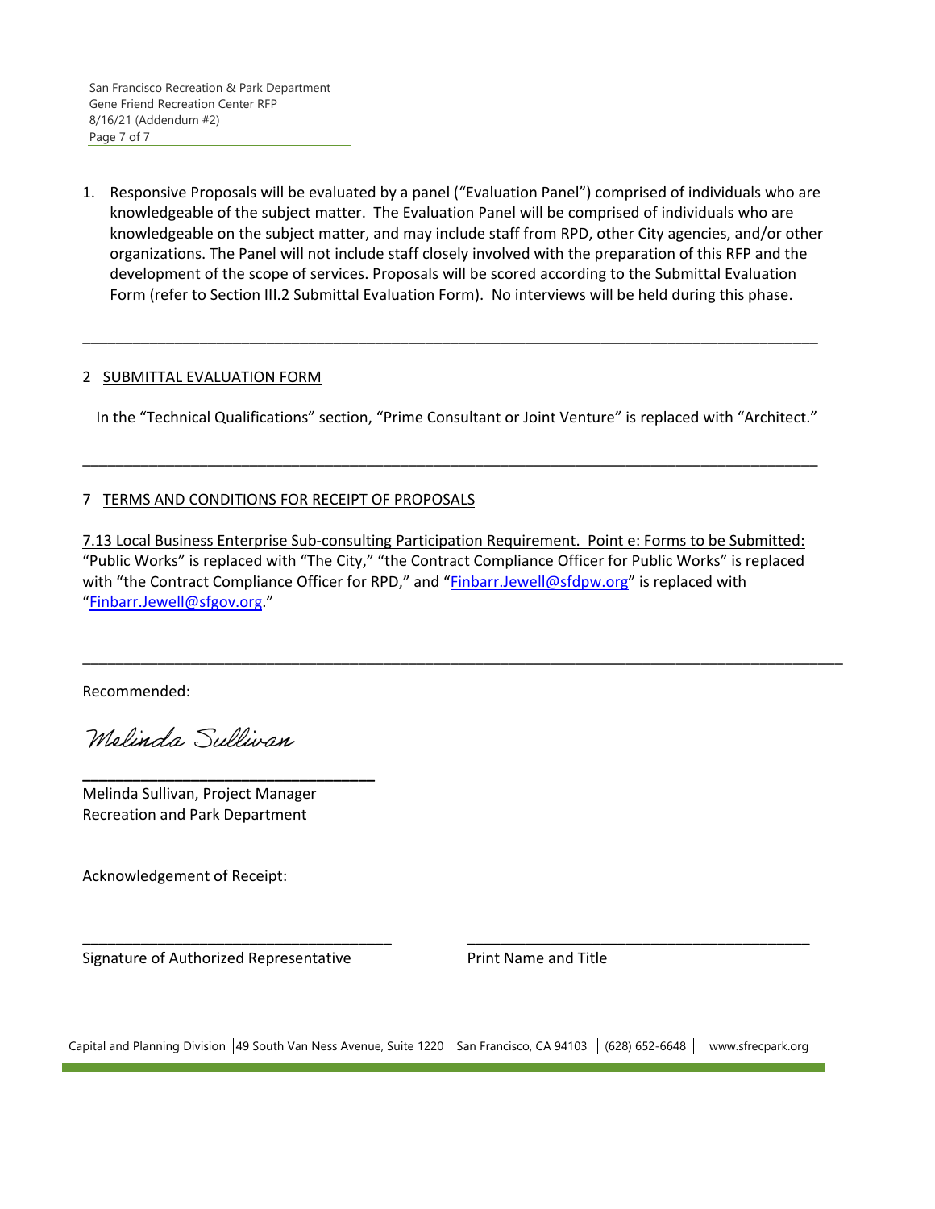1. Responsive Proposals will be evaluated by a panel ("Evaluation Panel") comprised of individuals who are knowledgeable of the subject matter. The Evaluation Panel will be comprised of individuals who are knowledgeable on the subject matter, and may include staff from RPD, other City agencies, and/or other organizations. The Panel will not include staff closely involved with the preparation of this RFP and the development of the scope of services. Proposals will be scored according to the Submittal Evaluation Form (refer to Section III.2 Submittal Evaluation Form). No interviews will be held during this phase.

---

2 SUBMITTAL EVALUATION FORM

In the "Technical Qualifications" section, "Prime Consultant or Joint Venture" is replaced with "Architect."

---

7 TERMS AND CONDITIONS FOR RECEIPT OF PROPOSALS

7.13 Local Business Enterprise Sub-consulting Participation Requirement. Point e: Forms to be Submitted: "Public Works" is replaced with "The City," "the Contract Compliance Officer for Public Works" is replaced with "the Contract Compliance Officer for RPD," and "Finbarr.Jewell@sfdpw.org" is replaced with "Finbarr.Jewell@sfgov.org."

---

Recommended:

*Melinda Sullivan*

\_\_\_\_\_\_\_\_\_\_\_\_\_\_\_\_\_\_\_\_\_\_\_\_\_\_\_\_\_\_\_\_

Melinda Sullivan, Project Manager
Recreation and Park Department

Acknowledgement of Receipt:

\_\_\_\_\_\_\_\_\_\_\_\_\_\_\_\_\_\_\_\_\_\_\_\_\_\_\_\_\_\_\_\_ \_\_\_\_\_\_\_\_\_\_\_\_\_\_\_\_\_\_\_\_\_\_\_\_\_\_\_\_\_\_\_\_

Signature of Authorized Representative Print Name and Title